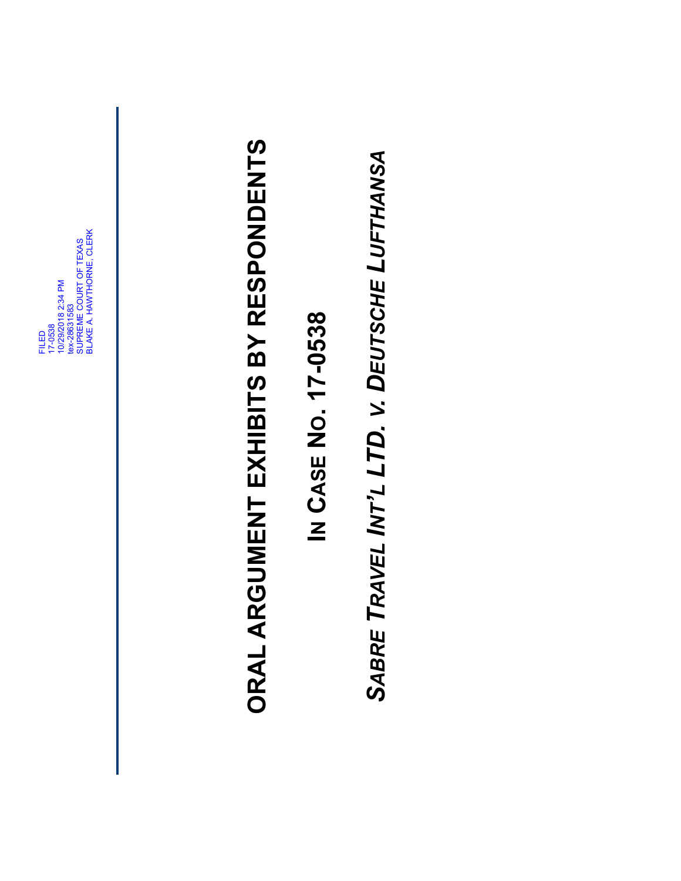FILED
17-0538
10/29/2018 2:34 PM
tex-28631583
SUPREME COURT OF TEXAS
BLAKE A. HAWTHORNE, CLERK

# ORAL ARGUMENT EXHIBITS BY RESPONDENTS

## IN CASE NO. 17-0538

## *SABRE TRAVEL INT'L LTD. v. DEUTSCHE LUFTHANSA*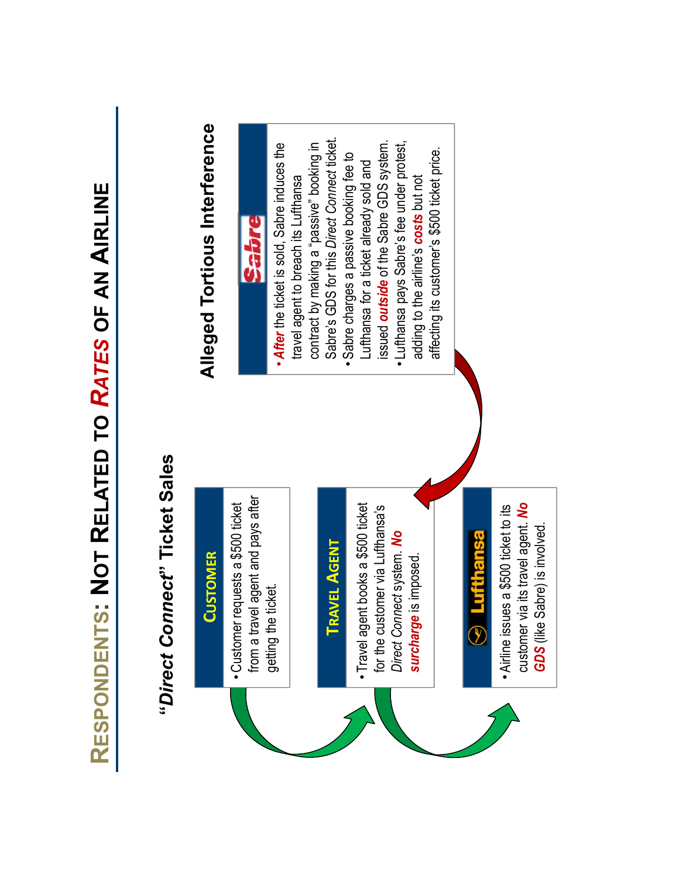# Respondents: Not Related to *Rates* of an Airline

## *"Direct Connect"* Ticket Sales

### Customer

- Customer requests a $500 ticket from a travel agent and pays after getting the ticket.

### Travel Agent

- Travel agent books a $500 ticket for the customer via Lufthansa's *Direct Connect* system. ***No surcharge*** is imposed.

### Lufthansa

- Airline issues a $500 ticket to its customer via its travel agent. ***No GDS*** (like Sabre) is involved.

## Alleged Tortious Interference

### Sabre

- ***After*** the ticket is sold, Sabre induces the travel agent to breach its Lufthansa contract by making a "passive" booking in Sabre's GDS for this *Direct Connect* ticket.
- Sabre charges a passive booking fee to Lufthansa for a ticket already sold and issued ***outside*** of the Sabre GDS system.
- Lufthansa pays Sabre's fee under protest, adding to the airline's ***costs*** but not affecting its customer's $500 ticket price.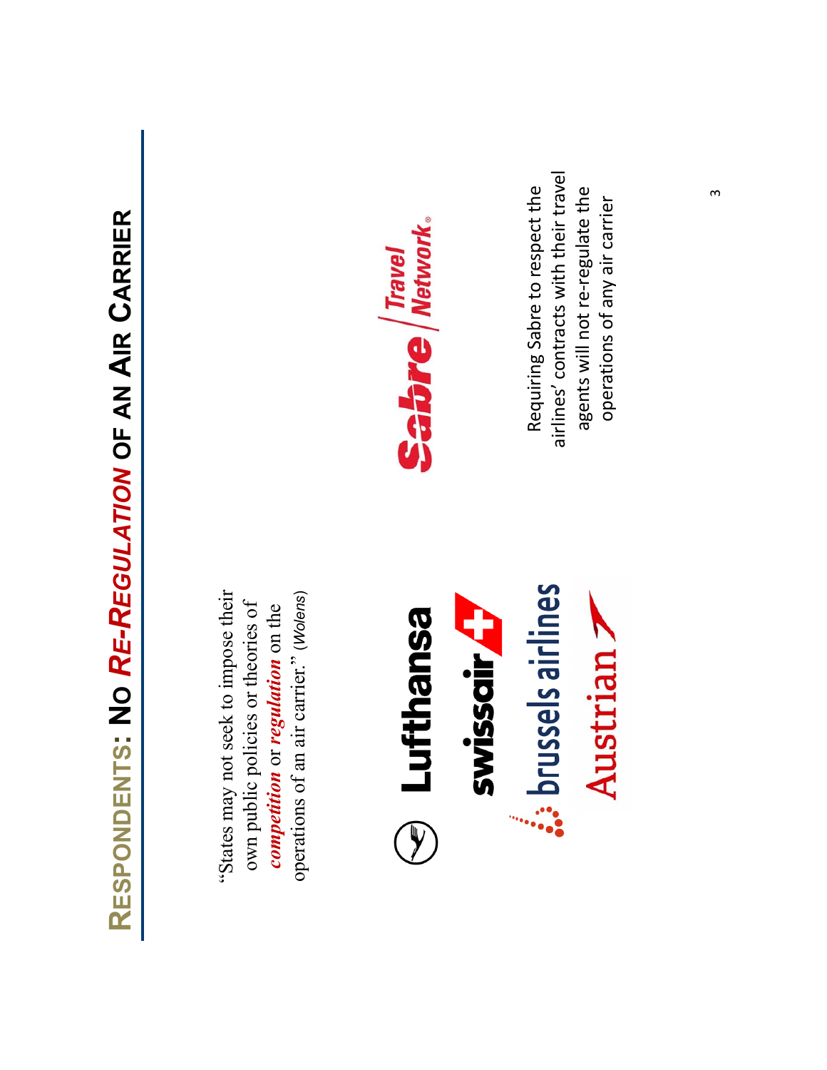# RESPONDENTS: NO *RE-REGULATION* OF AN AIR CARRIER

"States may not seek to impose their own public policies or theories of ***competition*** or ***regulation*** on the operations of an air carrier." (*Wolens*)

Lufthansa

swissair

brussels airlines

Austrian

Sabre Travel Network

Requiring Sabre to respect the airlines' contracts with their travel agents will not re-regulate the operations of any air carrier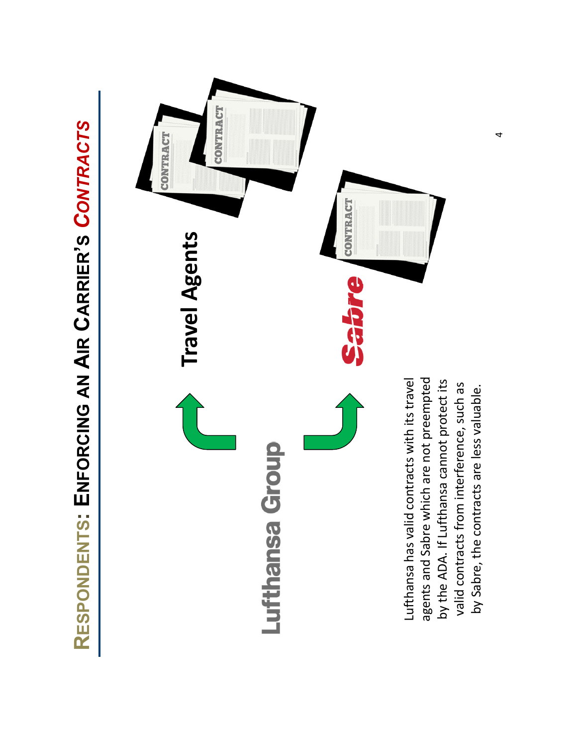# RESPONDENTS: ENFORCING AN AIR CARRIER'S *CONTRACTS*

Lufthansa Group

Travel Agents

Sabre

CONTRACT

CONTRACT

CONTRACT

Lufthansa has valid contracts with its travel agents and Sabre which are not preempted by the ADA. If Lufthansa cannot protect its valid contracts from interference, such as by Sabre, the contracts are less valuable.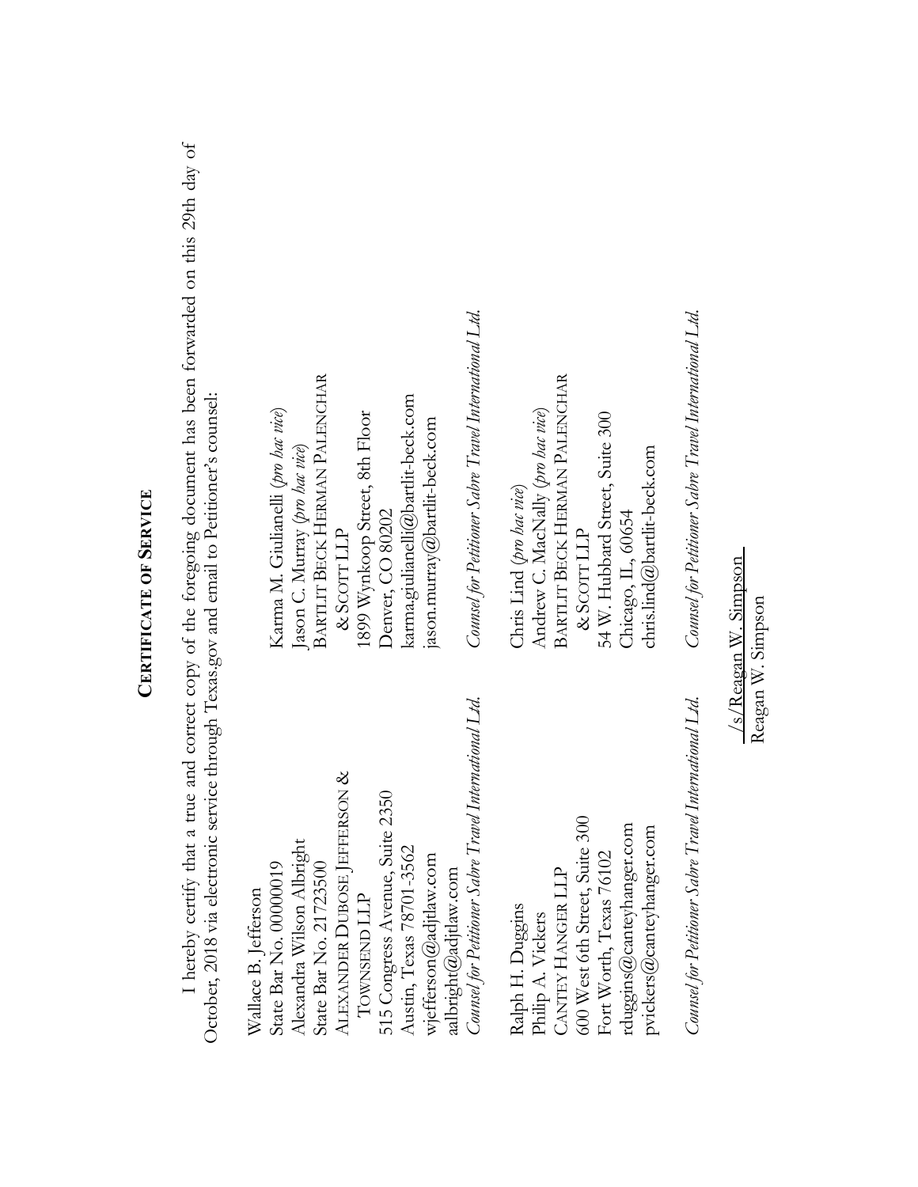## Certificate of Service

I hereby certify that a true and correct copy of the foregoing document has been forwarded on this 29th day of October, 2018 via electronic service through Texas.gov and email to Petitioner's counsel:

Wallace B. Jefferson
State Bar No. 00000019
Alexandra Wilson Albright
State Bar No. 21723500
ALEXANDER DUBOSE JEFFERSON & TOWNSEND LLP
515 Congress Avenue, Suite 2350
Austin, Texas 78701-3562
wjefferson@adjtlaw.com
aalbright@adjtlaw.com
*Counsel for Petitioner Sabre Travel International Ltd.*

Karma M. Giulianelli (*pro hac vice*)
Jason C. Murray (*pro hac vice*)
BARTLIT BECK HERMAN PALENCHAR & SCOTT LLP
1899 Wynkoop Street, 8th Floor
Denver, CO 80202
karma.giulianelli@bartlit-beck.com
jason.murray@bartlit-beck.com
*Counsel for Petitioner Sabre Travel International Ltd.*

Ralph H. Duggins
Philip A. Vickers
CANTEY HANGER LLP
600 West 6th Street, Suite 300
Fort Worth, Texas 76102
rduggins@canteyhanger.com
pvickers@canteyhanger.com
*Counsel for Petitioner Sabre Travel International Ltd.*

Chris Lind (*pro hac vice*)
Andrew C. MacNally (*pro hac vice*)
BARTLIT BECK HERMAN PALENCHAR & SCOTT LLP
54 W. Hubbard Street, Suite 300
Chicago, IL, 60654
chris.lind@bartlit-beck.com
*Counsel for Petitioner Sabre Travel International Ltd.*

/s/Reagan W. Simpson
Reagan W. Simpson